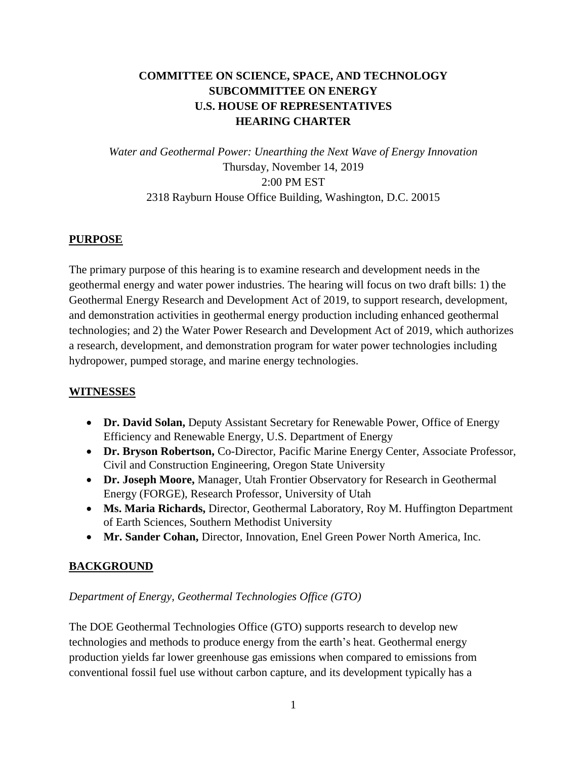# COMMITTEE ON SCIENCE, SPACE, AND TECHNOLOGY
# SUBCOMMITTEE ON ENERGY
# U.S. HOUSE OF REPRESENTATIVES
# HEARING CHARTER

*Water and Geothermal Power: Unearthing the Next Wave of Energy Innovation*
Thursday, November 14, 2019
2:00 PM EST
2318 Rayburn House Office Building, Washington, D.C. 20015

## PURPOSE

The primary purpose of this hearing is to examine research and development needs in the geothermal energy and water power industries. The hearing will focus on two draft bills: 1) the Geothermal Energy Research and Development Act of 2019, to support research, development, and demonstration activities in geothermal energy production including enhanced geothermal technologies; and 2) the Water Power Research and Development Act of 2019, which authorizes a research, development, and demonstration program for water power technologies including hydropower, pumped storage, and marine energy technologies.

## WITNESSES

- **Dr. David Solan,** Deputy Assistant Secretary for Renewable Power, Office of Energy Efficiency and Renewable Energy, U.S. Department of Energy
- **Dr. Bryson Robertson,** Co-Director, Pacific Marine Energy Center, Associate Professor, Civil and Construction Engineering, Oregon State University
- **Dr. Joseph Moore,** Manager, Utah Frontier Observatory for Research in Geothermal Energy (FORGE), Research Professor, University of Utah
- **Ms. Maria Richards,** Director, Geothermal Laboratory, Roy M. Huffington Department of Earth Sciences, Southern Methodist University
- **Mr. Sander Cohan,** Director, Innovation, Enel Green Power North America, Inc.

## BACKGROUND

*Department of Energy, Geothermal Technologies Office (GTO)*

The DOE Geothermal Technologies Office (GTO) supports research to develop new technologies and methods to produce energy from the earth's heat. Geothermal energy production yields far lower greenhouse gas emissions when compared to emissions from conventional fossil fuel use without carbon capture, and its development typically has a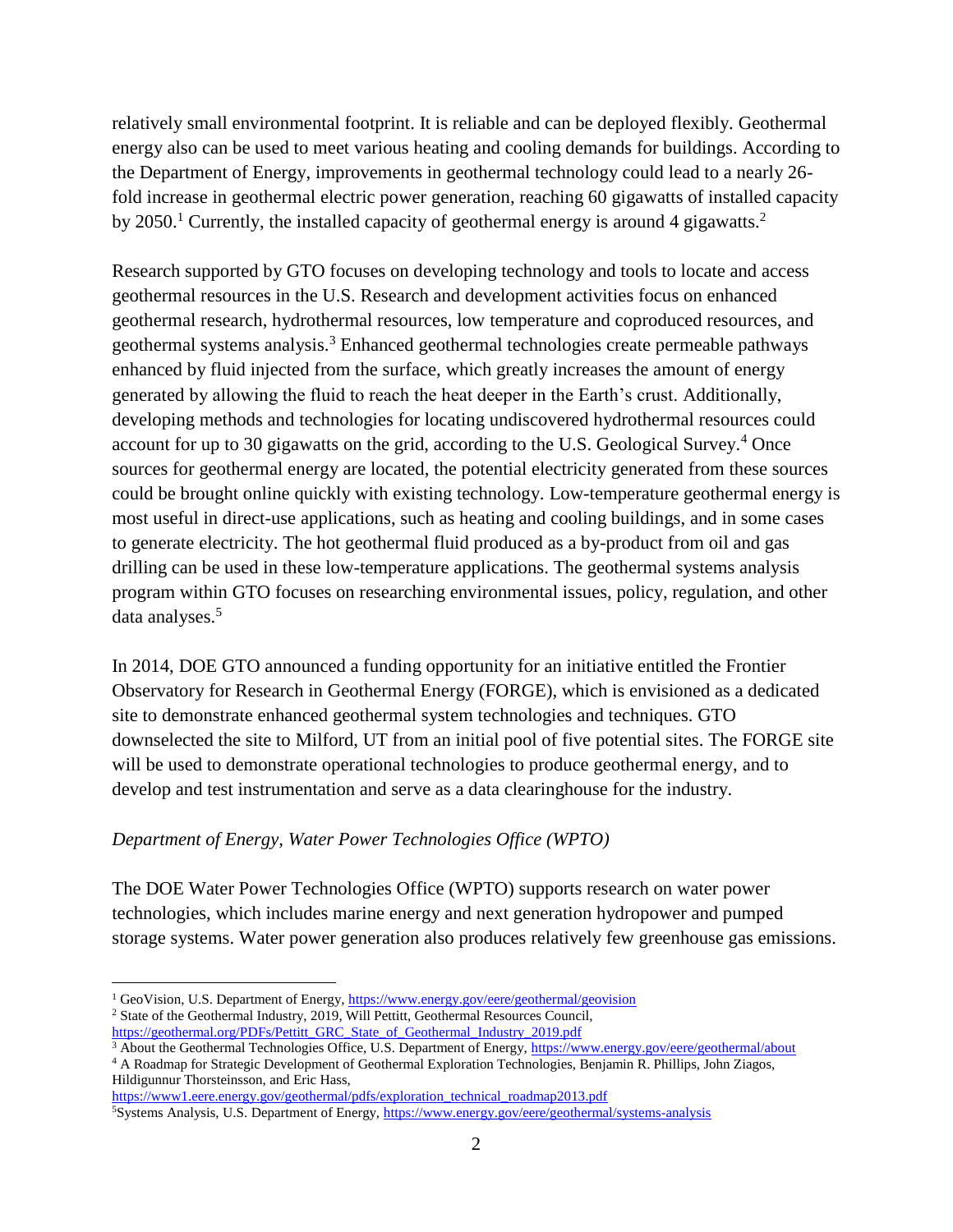relatively small environmental footprint. It is reliable and can be deployed flexibly. Geothermal energy also can be used to meet various heating and cooling demands for buildings. According to the Department of Energy, improvements in geothermal technology could lead to a nearly 26-fold increase in geothermal electric power generation, reaching 60 gigawatts of installed capacity by 2050.[1] Currently, the installed capacity of geothermal energy is around 4 gigawatts.[2]

Research supported by GTO focuses on developing technology and tools to locate and access geothermal resources in the U.S. Research and development activities focus on enhanced geothermal research, hydrothermal resources, low temperature and coproduced resources, and geothermal systems analysis.[3] Enhanced geothermal technologies create permeable pathways enhanced by fluid injected from the surface, which greatly increases the amount of energy generated by allowing the fluid to reach the heat deeper in the Earth's crust. Additionally, developing methods and technologies for locating undiscovered hydrothermal resources could account for up to 30 gigawatts on the grid, according to the U.S. Geological Survey.[4] Once sources for geothermal energy are located, the potential electricity generated from these sources could be brought online quickly with existing technology. Low-temperature geothermal energy is most useful in direct-use applications, such as heating and cooling buildings, and in some cases to generate electricity. The hot geothermal fluid produced as a by-product from oil and gas drilling can be used in these low-temperature applications. The geothermal systems analysis program within GTO focuses on researching environmental issues, policy, regulation, and other data analyses.[5]

In 2014, DOE GTO announced a funding opportunity for an initiative entitled the Frontier Observatory for Research in Geothermal Energy (FORGE), which is envisioned as a dedicated site to demonstrate enhanced geothermal system technologies and techniques. GTO downselected the site to Milford, UT from an initial pool of five potential sites. The FORGE site will be used to demonstrate operational technologies to produce geothermal energy, and to develop and test instrumentation and serve as a data clearinghouse for the industry.

*Department of Energy, Water Power Technologies Office (WPTO)*

The DOE Water Power Technologies Office (WPTO) supports research on water power technologies, which includes marine energy and next generation hydropower and pumped storage systems. Water power generation also produces relatively few greenhouse gas emissions.

---

[1] GeoVision, U.S. Department of Energy, https://www.energy.gov/eere/geothermal/geovision

[2] State of the Geothermal Industry, 2019, Will Pettitt, Geothermal Resources Council, https://geothermal.org/PDFs/Pettitt_GRC_State_of_Geothermal_Industry_2019.pdf

[3] About the Geothermal Technologies Office, U.S. Department of Energy, https://www.energy.gov/eere/geothermal/about

[4] A Roadmap for Strategic Development of Geothermal Exploration Technologies, Benjamin R. Phillips, John Ziagos, Hildigunnur Thorsteinsson, and Eric Hass, https://www1.eere.energy.gov/geothermal/pdfs/exploration_technical_roadmap2013.pdf

[5] Systems Analysis, U.S. Department of Energy, https://www.energy.gov/eere/geothermal/systems-analysis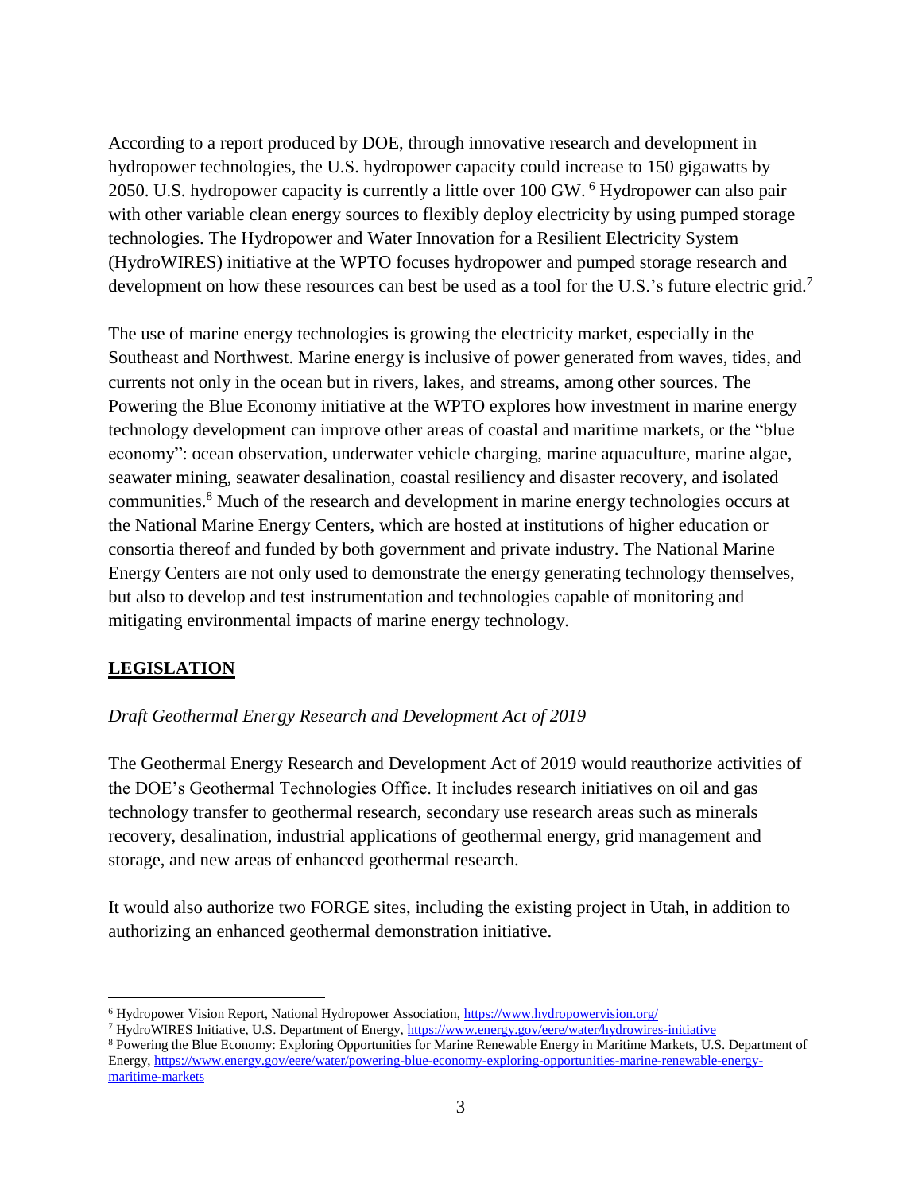According to a report produced by DOE, through innovative research and development in hydropower technologies, the U.S. hydropower capacity could increase to 150 gigawatts by 2050. U.S. hydropower capacity is currently a little over 100 GW. [6] Hydropower can also pair with other variable clean energy sources to flexibly deploy electricity by using pumped storage technologies. The Hydropower and Water Innovation for a Resilient Electricity System (HydroWIRES) initiative at the WPTO focuses hydropower and pumped storage research and development on how these resources can best be used as a tool for the U.S.'s future electric grid.[7]

The use of marine energy technologies is growing the electricity market, especially in the Southeast and Northwest. Marine energy is inclusive of power generated from waves, tides, and currents not only in the ocean but in rivers, lakes, and streams, among other sources. The Powering the Blue Economy initiative at the WPTO explores how investment in marine energy technology development can improve other areas of coastal and maritime markets, or the "blue economy": ocean observation, underwater vehicle charging, marine aquaculture, marine algae, seawater mining, seawater desalination, coastal resiliency and disaster recovery, and isolated communities.[8] Much of the research and development in marine energy technologies occurs at the National Marine Energy Centers, which are hosted at institutions of higher education or consortia thereof and funded by both government and private industry. The National Marine Energy Centers are not only used to demonstrate the energy generating technology themselves, but also to develop and test instrumentation and technologies capable of monitoring and mitigating environmental impacts of marine energy technology.

## **LEGISLATION**

*Draft Geothermal Energy Research and Development Act of 2019*

The Geothermal Energy Research and Development Act of 2019 would reauthorize activities of the DOE's Geothermal Technologies Office. It includes research initiatives on oil and gas technology transfer to geothermal research, secondary use research areas such as minerals recovery, desalination, industrial applications of geothermal energy, grid management and storage, and new areas of enhanced geothermal research.

It would also authorize two FORGE sites, including the existing project in Utah, in addition to authorizing an enhanced geothermal demonstration initiative.

---

[6] Hydropower Vision Report, National Hydropower Association, https://www.hydropowervision.org/

[7] HydroWIRES Initiative, U.S. Department of Energy, https://www.energy.gov/eere/water/hydrowires-initiative

[8] Powering the Blue Economy: Exploring Opportunities for Marine Renewable Energy in Maritime Markets, U.S. Department of Energy, https://www.energy.gov/eere/water/powering-blue-economy-exploring-opportunities-marine-renewable-energy-maritime-markets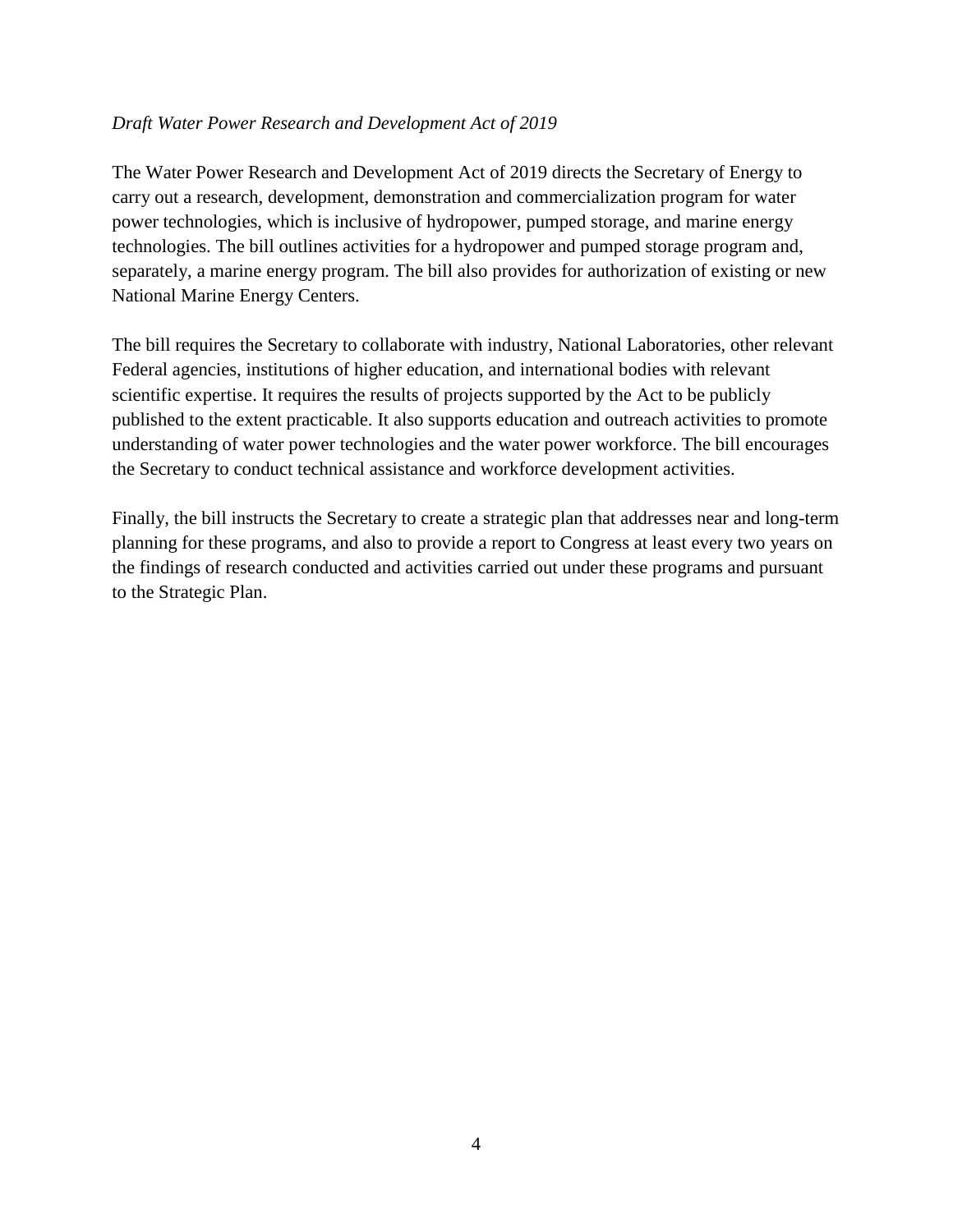*Draft Water Power Research and Development Act of 2019*

The Water Power Research and Development Act of 2019 directs the Secretary of Energy to carry out a research, development, demonstration and commercialization program for water power technologies, which is inclusive of hydropower, pumped storage, and marine energy technologies. The bill outlines activities for a hydropower and pumped storage program and, separately, a marine energy program. The bill also provides for authorization of existing or new National Marine Energy Centers.

The bill requires the Secretary to collaborate with industry, National Laboratories, other relevant Federal agencies, institutions of higher education, and international bodies with relevant scientific expertise. It requires the results of projects supported by the Act to be publicly published to the extent practicable. It also supports education and outreach activities to promote understanding of water power technologies and the water power workforce. The bill encourages the Secretary to conduct technical assistance and workforce development activities.

Finally, the bill instructs the Secretary to create a strategic plan that addresses near and long-term planning for these programs, and also to provide a report to Congress at least every two years on the findings of research conducted and activities carried out under these programs and pursuant to the Strategic Plan.